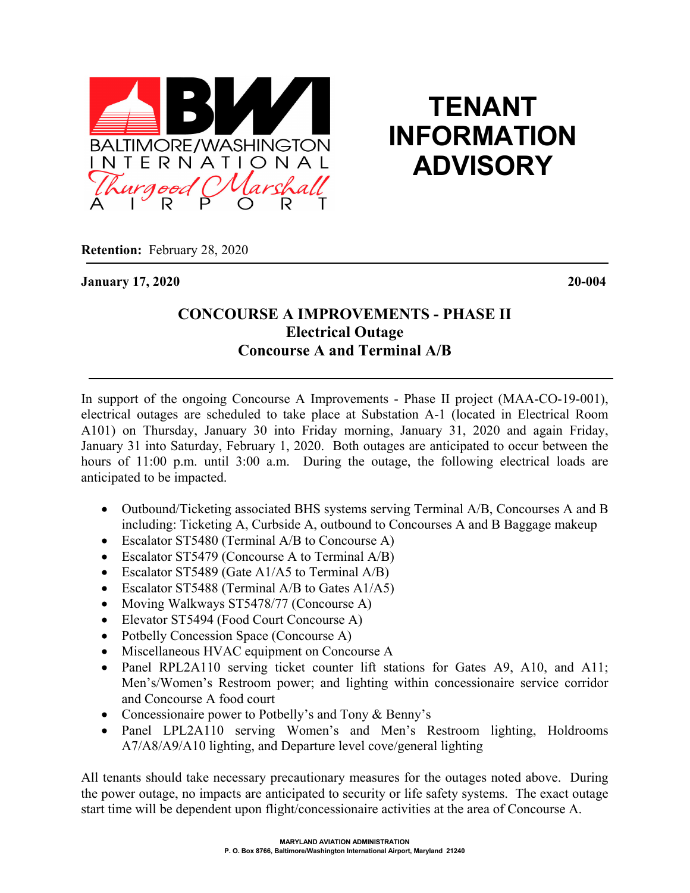BWI
BALTIMORE/WASHINGTON INTERNATIONAL Thurgood Marshall AIRPORT

# TENANT INFORMATION ADVISORY

**Retention:** February 28, 2020

**January 17, 2020** **20-004**

## CONCOURSE A IMPROVEMENTS - PHASE II
### Electrical Outage
### Concourse A and Terminal A/B

In support of the ongoing Concourse A Improvements - Phase II project (MAA-CO-19-001), electrical outages are scheduled to take place at Substation A-1 (located in Electrical Room A101) on Thursday, January 30 into Friday morning, January 31, 2020 and again Friday, January 31 into Saturday, February 1, 2020. Both outages are anticipated to occur between the hours of 11:00 p.m. until 3:00 a.m. During the outage, the following electrical loads are anticipated to be impacted.

- Outbound/Ticketing associated BHS systems serving Terminal A/B, Concourses A and B including: Ticketing A, Curbside A, outbound to Concourses A and B Baggage makeup
- Escalator ST5480 (Terminal A/B to Concourse A)
- Escalator ST5479 (Concourse A to Terminal A/B)
- Escalator ST5489 (Gate A1/A5 to Terminal A/B)
- Escalator ST5488 (Terminal A/B to Gates A1/A5)
- Moving Walkways ST5478/77 (Concourse A)
- Elevator ST5494 (Food Court Concourse A)
- Potbelly Concession Space (Concourse A)
- Miscellaneous HVAC equipment on Concourse A
- Panel RPL2A110 serving ticket counter lift stations for Gates A9, A10, and A11; Men's/Women's Restroom power; and lighting within concessionaire service corridor and Concourse A food court
- Concessionaire power to Potbelly's and Tony & Benny's
- Panel LPL2A110 serving Women's and Men's Restroom lighting, Holdrooms A7/A8/A9/A10 lighting, and Departure level cove/general lighting

All tenants should take necessary precautionary measures for the outages noted above. During the power outage, no impacts are anticipated to security or life safety systems. The exact outage start time will be dependent upon flight/concessionaire activities at the area of Concourse A.

MARYLAND AVIATION ADMINISTRATION
P. O. Box 8766, Baltimore/Washington International Airport, Maryland 21240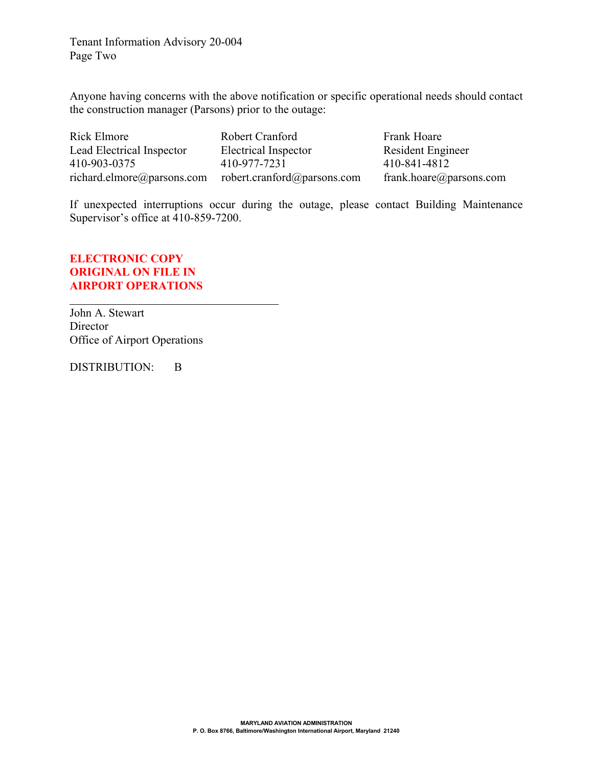Anyone having concerns with the above notification or specific operational needs should contact the construction manager (Parsons) prior to the outage:

| | | |
|---|---|---|
| Rick Elmore | Robert Cranford | Frank Hoare |
| Lead Electrical Inspector | Electrical Inspector | Resident Engineer |
| 410-903-0375 | 410-977-7231 | 410-841-4812 |
| richard.elmore@parsons.com | robert.cranford@parsons.com | frank.hoare@parsons.com |

If unexpected interruptions occur during the outage, please contact Building Maintenance Supervisor's office at 410-859-7200.

**ELECTRONIC COPY**
**ORIGINAL ON FILE IN**
**AIRPORT OPERATIONS**

John A. Stewart
Director
Office of Airport Operations

DISTRIBUTION: B